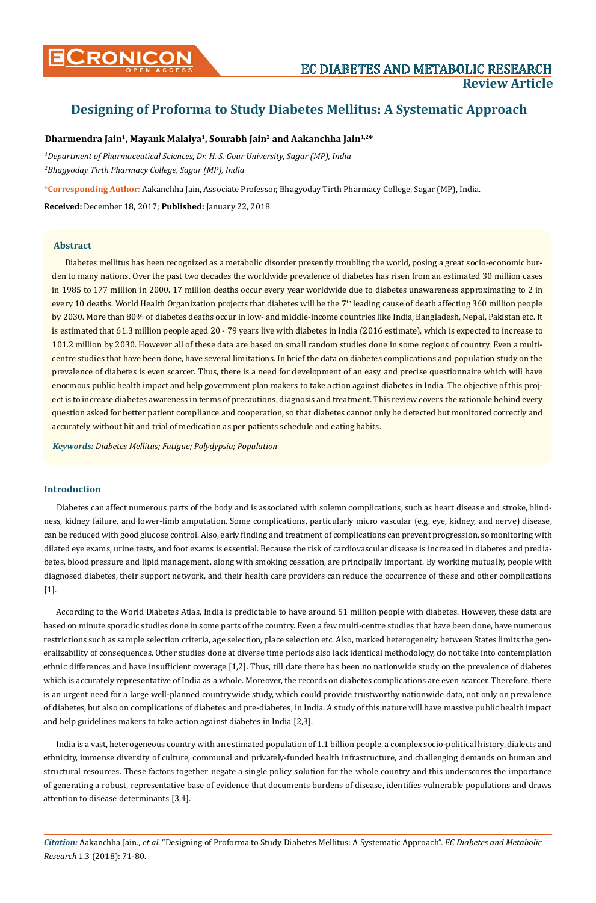# Designing of Proforma to Study Diabetes Mellitus: A Systematic Approach

**Dharmendra Jain[1], Mayank Malaiya[1], Sourabh Jain[2] and Aakanchha Jain[1,2]***

*[1]Department of Pharmaceutical Sciences, Dr. H. S. Gour University, Sagar (MP), India*

*[2]Bhagyoday Tirth Pharmacy College, Sagar (MP), India*

***Corresponding Author**: Aakanchha Jain, Associate Professor, Bhagyoday Tirth Pharmacy College, Sagar (MP), India.

**Received:** December 18, 2017; **Published:** January 22, 2018

## Abstract

Diabetes mellitus has been recognized as a metabolic disorder presently troubling the world, posing a great socio-economic burden to many nations. Over the past two decades the worldwide prevalence of diabetes has risen from an estimated 30 million cases in 1985 to 177 million in 2000. 17 million deaths occur every year worldwide due to diabetes unawareness approximating to 2 in every 10 deaths. World Health Organization projects that diabetes will be the 7th leading cause of death affecting 360 million people by 2030. More than 80% of diabetes deaths occur in low- and middle-income countries like India, Bangladesh, Nepal, Pakistan etc. It is estimated that 61.3 million people aged 20 - 79 years live with diabetes in India (2016 estimate), which is expected to increase to 101.2 million by 2030. However all of these data are based on small random studies done in some regions of country. Even a multi-centre studies that have been done, have several limitations. In brief the data on diabetes complications and population study on the prevalence of diabetes is even scarcer. Thus, there is a need for development of an easy and precise questionnaire which will have enormous public health impact and help government plan makers to take action against diabetes in India. The objective of this project is to increase diabetes awareness in terms of precautions, diagnosis and treatment. This review covers the rationale behind every question asked for better patient compliance and cooperation, so that diabetes cannot only be detected but monitored correctly and accurately without hit and trial of medication as per patients schedule and eating habits.

***Keywords:*** *Diabetes Mellitus; Fatigue; Polydypsia; Population*

## Introduction

Diabetes can affect numerous parts of the body and is associated with solemn complications, such as heart disease and stroke, blindness, kidney failure, and lower-limb amputation. Some complications, particularly micro vascular (e.g. eye, kidney, and nerve) disease, can be reduced with good glucose control. Also, early finding and treatment of complications can prevent progression, so monitoring with dilated eye exams, urine tests, and foot exams is essential. Because the risk of cardiovascular disease is increased in diabetes and prediabetes, blood pressure and lipid management, along with smoking cessation, are principally important. By working mutually, people with diagnosed diabetes, their support network, and their health care providers can reduce the occurrence of these and other complications [1].

According to the World Diabetes Atlas, India is predictable to have around 51 million people with diabetes. However, these data are based on minute sporadic studies done in some parts of the country. Even a few multi-centre studies that have been done, have numerous restrictions such as sample selection criteria, age selection, place selection etc. Also, marked heterogeneity between States limits the generalizability of consequences. Other studies done at diverse time periods also lack identical methodology, do not take into contemplation ethnic differences and have insufficient coverage [1,2]. Thus, till date there has been no nationwide study on the prevalence of diabetes which is accurately representative of India as a whole. Moreover, the records on diabetes complications are even scarcer. Therefore, there is an urgent need for a large well-planned countrywide study, which could provide trustworthy nationwide data, not only on prevalence of diabetes, but also on complications of diabetes and pre-diabetes, in India. A study of this nature will have massive public health impact and help guidelines makers to take action against diabetes in India [2,3].

India is a vast, heterogeneous country with an estimated population of 1.1 billion people, a complex socio-political history, dialects and ethnicity, immense diversity of culture, communal and privately-funded health infrastructure, and challenging demands on human and structural resources. These factors together negate a single policy solution for the whole country and this underscores the importance of generating a robust, representative base of evidence that documents burdens of disease, identifies vulnerable populations and draws attention to disease determinants [3,4].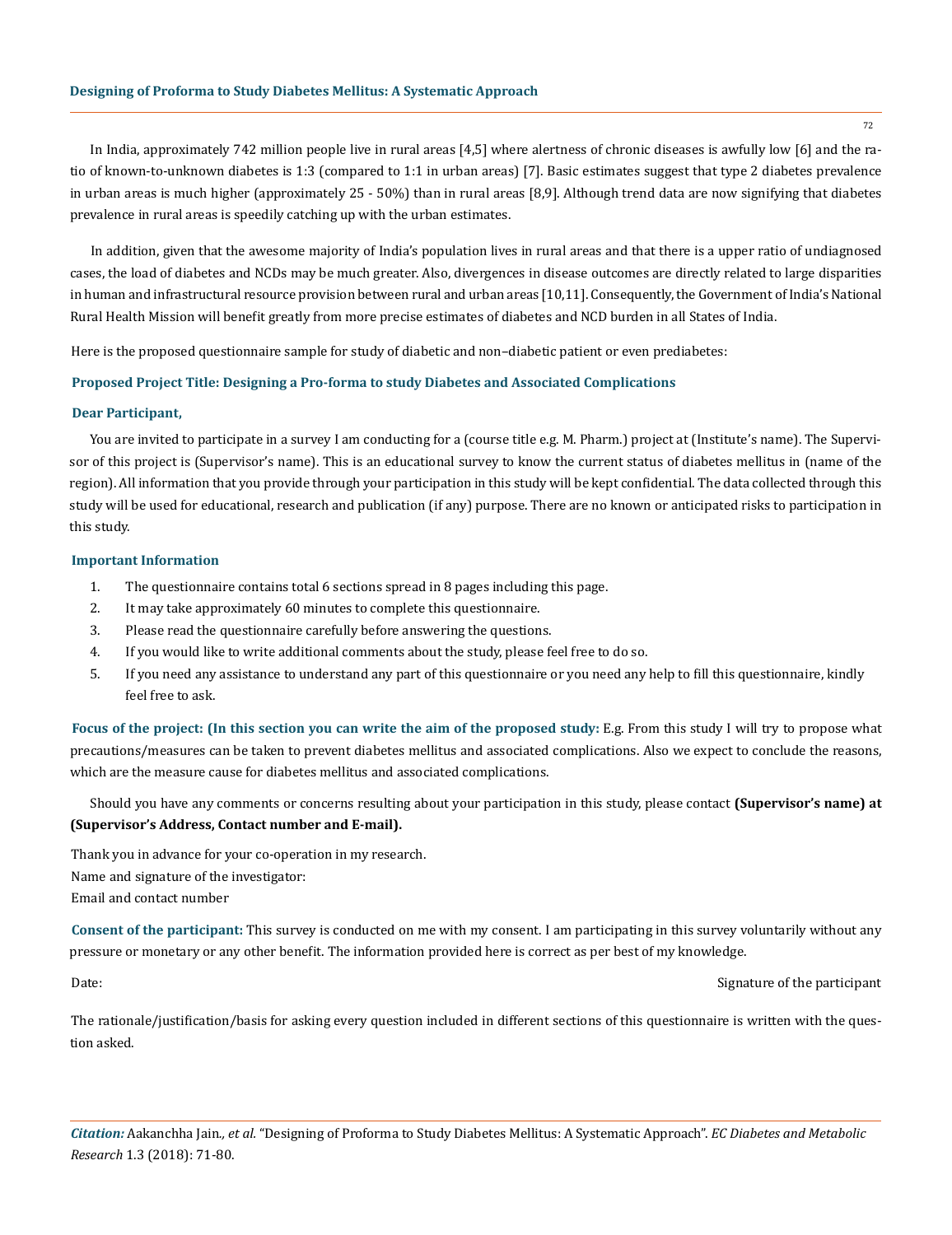In India, approximately 742 million people live in rural areas [4,5] where alertness of chronic diseases is awfully low [6] and the ratio of known-to-unknown diabetes is 1:3 (compared to 1:1 in urban areas) [7]. Basic estimates suggest that type 2 diabetes prevalence in urban areas is much higher (approximately 25 - 50%) than in rural areas [8,9]. Although trend data are now signifying that diabetes prevalence in rural areas is speedily catching up with the urban estimates.

In addition, given that the awesome majority of India's population lives in rural areas and that there is a upper ratio of undiagnosed cases, the load of diabetes and NCDs may be much greater. Also, divergences in disease outcomes are directly related to large disparities in human and infrastructural resource provision between rural and urban areas [10,11]. Consequently, the Government of India's National Rural Health Mission will benefit greatly from more precise estimates of diabetes and NCD burden in all States of India.

Here is the proposed questionnaire sample for study of diabetic and non–diabetic patient or even prediabetes:

**Proposed Project Title: Designing a Pro-forma to study Diabetes and Associated Complications**

**Dear Participant,**

You are invited to participate in a survey I am conducting for a (course title e.g. M. Pharm.) project at (Institute's name). The Supervisor of this project is (Supervisor's name). This is an educational survey to know the current status of diabetes mellitus in (name of the region). All information that you provide through your participation in this study will be kept confidential. The data collected through this study will be used for educational, research and publication (if any) purpose. There are no known or anticipated risks to participation in this study.

**Important Information**

1. The questionnaire contains total 6 sections spread in 8 pages including this page.
2. It may take approximately 60 minutes to complete this questionnaire.
3. Please read the questionnaire carefully before answering the questions.
4. If you would like to write additional comments about the study, please feel free to do so.
5. If you need any assistance to understand any part of this questionnaire or you need any help to fill this questionnaire, kindly feel free to ask.

**Focus of the project: (In this section you can write the aim of the proposed study:** E.g. From this study I will try to propose what precautions/measures can be taken to prevent diabetes mellitus and associated complications. Also we expect to conclude the reasons, which are the measure cause for diabetes mellitus and associated complications.

Should you have any comments or concerns resulting about your participation in this study, please contact **(Supervisor's name) at (Supervisor's Address, Contact number and E-mail).**

Thank you in advance for your co-operation in my research.

Name and signature of the investigator:

Email and contact number

**Consent of the participant:** This survey is conducted on me with my consent. I am participating in this survey voluntarily without any pressure or monetary or any other benefit. The information provided here is correct as per best of my knowledge.

Date: Signature of the participant

The rationale/justification/basis for asking every question included in different sections of this questionnaire is written with the question asked.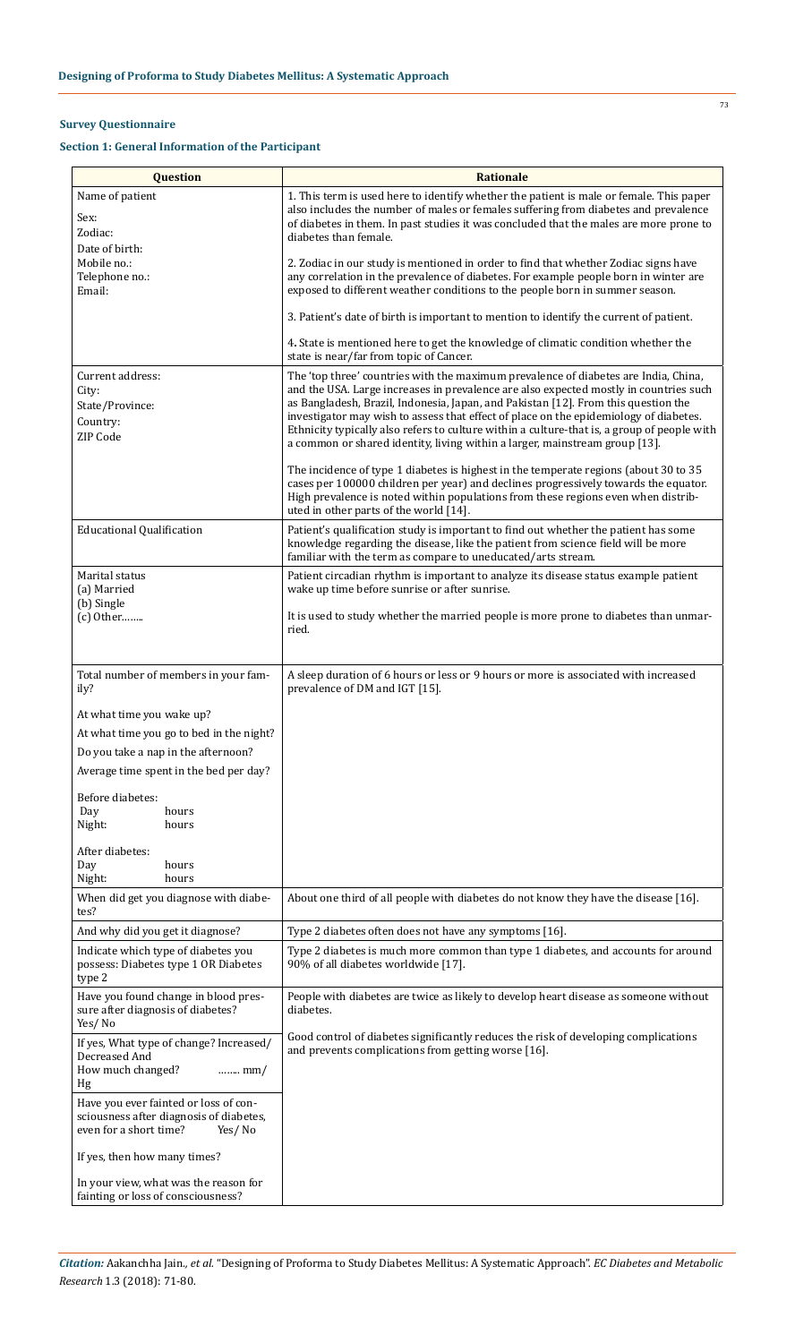**Survey Questionnaire**

**Section 1: General Information of the Participant**

| Question | Rationale |
|---|---|
| Name of patient<br>Sex:<br>Zodiac:<br>Date of birth:<br>Mobile no.:<br>Telephone no.:<br>Email: | 1. This term is used here to identify whether the patient is male or female. This paper also includes the number of males or females suffering from diabetes and prevalence of diabetes in them. In past studies it was concluded that the males are more prone to diabetes than female.<br><br>2. Zodiac in our study is mentioned in order to find that whether Zodiac signs have any correlation in the prevalence of diabetes. For example people born in winter are exposed to different weather conditions to the people born in summer season.<br><br>3. Patient's date of birth is important to mention to identify the current of patient.<br><br>4. State is mentioned here to get the knowledge of climatic condition whether the state is near/far from topic of Cancer. |
| Current address:<br>City:<br>State/Province:<br>Country:<br>ZIP Code | The 'top three' countries with the maximum prevalence of diabetes are India, China, and the USA. Large increases in prevalence are also expected mostly in countries such as Bangladesh, Brazil, Indonesia, Japan, and Pakistan [12]. From this question the investigator may wish to assess that effect of place on the epidemiology of diabetes. Ethnicity typically also refers to culture within a culture-that is, a group of people with a common or shared identity, living within a larger, mainstream group [13].<br><br>The incidence of type 1 diabetes is highest in the temperate regions (about 30 to 35 cases per 100000 children per year) and declines progressively towards the equator. High prevalence is noted within populations from these regions even when distributed in other parts of the world [14]. |
| Educational Qualification | Patient's qualification study is important to find out whether the patient has some knowledge regarding the disease, like the patient from science field will be more familiar with the term as compare to uneducated/arts stream. |
| Marital status<br>(a) Married<br>(b) Single<br>(c) Other........ | Patient circadian rhythm is important to analyze its disease status example patient wake up time before sunrise or after sunrise.<br><br>It is used to study whether the married people is more prone to diabetes than unmarried. |
| Total number of members in your family?<br><br>At what time you wake up?<br><br>At what time you go to bed in the night?<br><br>Do you take a nap in the afternoon?<br><br>Average time spent in the bed per day?<br><br>Before diabetes:<br>Day hours<br>Night: hours<br><br>After diabetes:<br>Day hours<br>Night: hours | A sleep duration of 6 hours or less or 9 hours or more is associated with increased prevalence of DM and IGT [15]. |
| When did get you diagnose with diabetes? | About one third of all people with diabetes do not know they have the disease [16]. |
| And why did you get it diagnose? | Type 2 diabetes often does not have any symptoms [16]. |
| Indicate which type of diabetes you possess: Diabetes type 1 OR Diabetes type 2 | Type 2 diabetes is much more common than type 1 diabetes, and accounts for around 90% of all diabetes worldwide [17]. |
| Have you found change in blood pressure after diagnosis of diabetes? Yes/ No | People with diabetes are twice as likely to develop heart disease as someone without diabetes. |
| If yes, What type of change? Increased/ Decreased And<br>How much changed? ........ mm/ Hg | Good control of diabetes significantly reduces the risk of developing complications and prevents complications from getting worse [16]. |
| Have you ever fainted or loss of consciousness after diagnosis of diabetes, even for a short time? Yes/ No<br><br>If yes, then how many times?<br><br>In your view, what was the reason for fainting or loss of consciousness? | |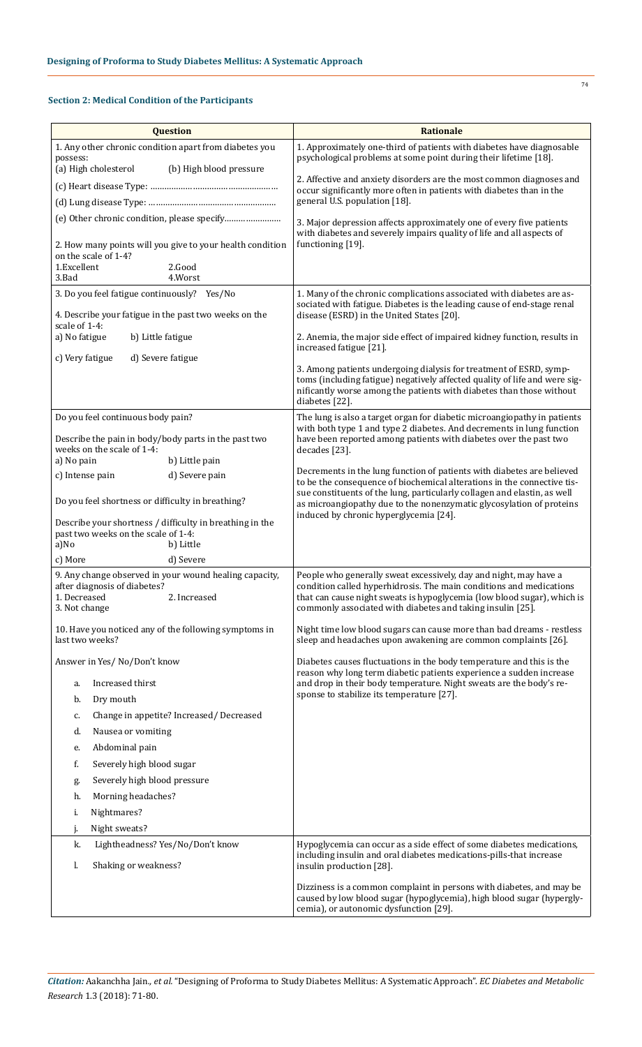## Section 2: Medical Condition of the Participants

| Question | Rationale |
|---|---|
| 1. Any other chronic condition apart from diabetes you possess:<br>(a) High cholesterol (b) High blood pressure<br>(c) Heart disease Type: ………………………………………<br>(d) Lung disease Type: ………………………………………<br>(e) Other chronic condition, please specify………………<br><br>2. How many points will you give to your health condition on the scale of 1-4?<br>1.Excellent 2.Good<br>3.Bad 4.Worst | 1. Approximately one-third of patients with diabetes have diagnosable psychological problems at some point during their lifetime [18].<br><br>2. Affective and anxiety disorders are the most common diagnoses and occur significantly more often in patients with diabetes than in the general U.S. population [18].<br><br>3. Major depression affects approximately one of every five patients with diabetes and severely impairs quality of life and all aspects of functioning [19]. |
| 3. Do you feel fatigue continuously? Yes/No<br><br>4. Describe your fatigue in the past two weeks on the scale of 1-4:<br>a) No fatigue b) Little fatigue<br>c) Very fatigue d) Severe fatigue | 1. Many of the chronic complications associated with diabetes are associated with fatigue. Diabetes is the leading cause of end-stage renal disease (ESRD) in the United States [20].<br><br>2. Anemia, the major side effect of impaired kidney function, results in increased fatigue [21].<br><br>3. Among patients undergoing dialysis for treatment of ESRD, symptoms (including fatigue) negatively affected quality of life and were significantly worse among the patients with diabetes than those without diabetes [22]. |
| Do you feel continuous body pain?<br><br>Describe the pain in body/body parts in the past two weeks on the scale of 1-4:<br>a) No pain b) Little pain<br>c) Intense pain d) Severe pain<br><br>Do you feel shortness or difficulty in breathing?<br><br>Describe your shortness / difficulty in breathing in the past two weeks on the scale of 1-4:<br>a)No b) Little<br>c) More d) Severe | The lung is also a target organ for diabetic microangiopathy in patients with both type 1 and type 2 diabetes. And decrements in lung function have been reported among patients with diabetes over the past two decades [23].<br><br>Decrements in the lung function of patients with diabetes are believed to be the consequence of biochemical alterations in the connective tissue constituents of the lung, particularly collagen and elastin, as well as microangiopathy due to the nonenzymatic glycosylation of proteins induced by chronic hyperglycemia [24]. |
| 9. Any change observed in your wound healing capacity, after diagnosis of diabetes?<br>1. Decreased 2. Increased<br>3. Not change<br><br>10. Have you noticed any of the following symptoms in last two weeks?<br><br>Answer in Yes/ No/Don't know<br>a. Increased thirst<br>b. Dry mouth<br>c. Change in appetite? Increased/ Decreased<br>d. Nausea or vomiting<br>e. Abdominal pain<br>f. Severely high blood sugar<br>g. Severely high blood pressure<br>h. Morning headaches?<br>i. Nightmares?<br>j. Night sweats? | People who generally sweat excessively, day and night, may have a condition called hyperhidrosis. The main conditions and medications that can cause night sweats is hypoglycemia (low blood sugar), which is commonly associated with diabetes and taking insulin [25].<br><br>Night time low blood sugars can cause more than bad dreams - restless sleep and headaches upon awakening are common complaints [26].<br><br>Diabetes causes fluctuations in the body temperature and this is the reason why long term diabetic patients experience a sudden increase and drop in their body temperature. Night sweats are the body's response to stabilize its temperature [27]. |
| k. Lightheadness? Yes/No/Don't know<br>l. Shaking or weakness? | Hypoglycemia can occur as a side effect of some diabetes medications, including insulin and oral diabetes medications-pills-that increase insulin production [28].<br><br>Dizziness is a common complaint in persons with diabetes, and may be caused by low blood sugar (hypoglycemia), high blood sugar (hyperglycemia), or autonomic dysfunction [29]. |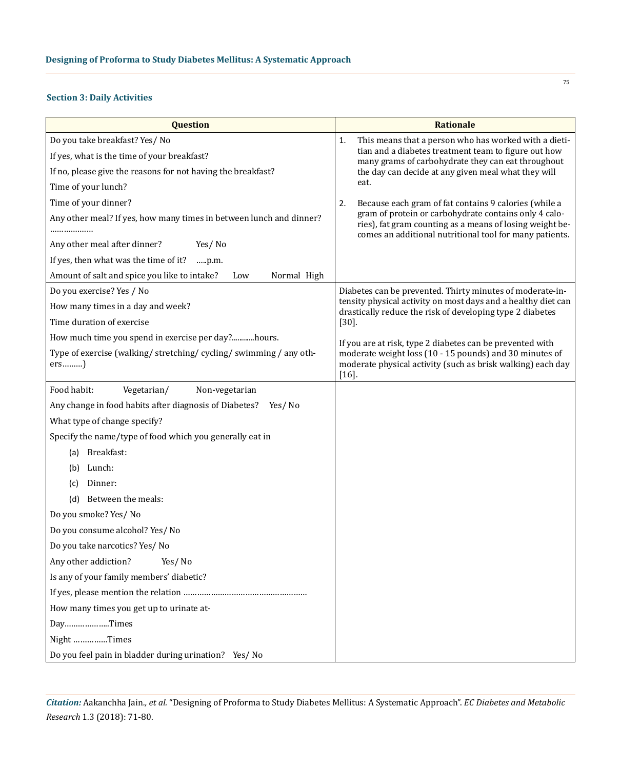### Section 3: Daily Activities

| Question | Rationale |
|---|---|
| Do you take breakfast? Yes/ No<br>If yes, what is the time of your breakfast?<br>If no, please give the reasons for not having the breakfast?<br>Time of your lunch?<br>Time of your dinner?<br>Any other meal? If yes, how many times in between lunch and dinner? ………………<br>Any other meal after dinner? Yes/ No<br>If yes, then what was the time of it? …..p.m.<br>Amount of salt and spice you like to intake? Low Normal High | 1. This means that a person who has worked with a dietitian and a diabetes treatment team to figure out how many grams of carbohydrate they can eat throughout the day can decide at any given meal what they will eat.<br>2. Because each gram of fat contains 9 calories (while a gram of protein or carbohydrate contains only 4 calories), fat gram counting as a means of losing weight becomes an additional nutritional tool for many patients. |
| Do you exercise? Yes / No<br>How many times in a day and week?<br>Time duration of exercise<br>How much time you spend in exercise per day?...........hours.<br>Type of exercise (walking/ stretching/ cycling/ swimming / any others………) | Diabetes can be prevented. Thirty minutes of moderate-intensity physical activity on most days and a healthy diet can drastically reduce the risk of developing type 2 diabetes [30].<br>If you are at risk, type 2 diabetes can be prevented with moderate weight loss (10 - 15 pounds) and 30 minutes of moderate physical activity (such as brisk walking) each day [16]. |
| Food habit: Vegetarian/ Non-vegetarian<br>Any change in food habits after diagnosis of Diabetes? Yes/ No<br>What type of change specify?<br>Specify the name/type of food which you generally eat in<br>(a) Breakfast:<br>(b) Lunch:<br>(c) Dinner:<br>(d) Between the meals:<br>Do you smoke? Yes/ No<br>Do you consume alcohol? Yes/ No<br>Do you take narcotics? Yes/ No<br>Any other addiction? Yes/ No<br>Is any of your family members' diabetic?<br>If yes, please mention the relation ………………………………………………<br>How many times you get up to urinate at-<br>Day………………..Times<br>Night ……………Times<br>Do you feel pain in bladder during urination? Yes/ No | |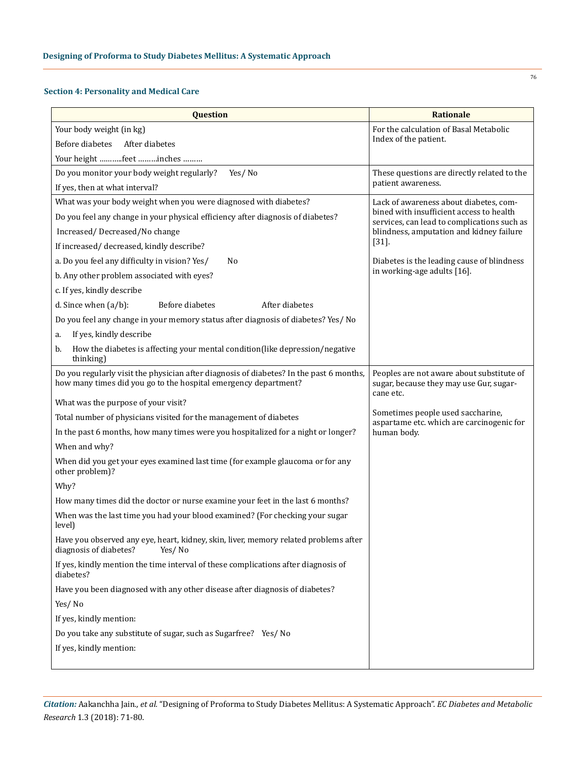### Section 4: Personality and Medical Care

| Question | Rationale |
|---|---|
| Your body weight (in kg)<br>Before diabetes After diabetes<br>Your height ………..feet ………inches ……… | For the calculation of Basal Metabolic Index of the patient. |
| Do you monitor your body weight regularly? Yes/ No<br>If yes, then at what interval? | These questions are directly related to the patient awareness. |
| What was your body weight when you were diagnosed with diabetes?<br>Do you feel any change in your physical efficiency after diagnosis of diabetes?<br>Increased/ Decreased/No change<br>If increased/ decreased, kindly describe?<br>a. Do you feel any difficulty in vision? Yes/ No<br>b. Any other problem associated with eyes?<br>c. If yes, kindly describe<br>d. Since when (a/b): Before diabetes After diabetes<br>Do you feel any change in your memory status after diagnosis of diabetes? Yes/ No<br>a. If yes, kindly describe<br>b. How the diabetes is affecting your mental condition(like depression/negative thinking) | Lack of awareness about diabetes, combined with insufficient access to health services, can lead to complications such as blindness, amputation and kidney failure [31].<br><br>Diabetes is the leading cause of blindness in working-age adults [16]. |
| Do you regularly visit the physician after diagnosis of diabetes? In the past 6 months, how many times did you go to the hospital emergency department?<br>What was the purpose of your visit?<br>Total number of physicians visited for the management of diabetes<br>In the past 6 months, how many times were you hospitalized for a night or longer?<br>When and why?<br>When did you get your eyes examined last time (for example glaucoma or for any other problem)?<br>Why?<br>How many times did the doctor or nurse examine your feet in the last 6 months?<br>When was the last time you had your blood examined? (For checking your sugar level)<br>Have you observed any eye, heart, kidney, skin, liver, memory related problems after diagnosis of diabetes? Yes/ No<br>If yes, kindly mention the time interval of these complications after diagnosis of diabetes?<br>Have you been diagnosed with any other disease after diagnosis of diabetes?<br>Yes/ No<br>If yes, kindly mention:<br>Do you take any substitute of sugar, such as Sugarfree? Yes/ No<br>If yes, kindly mention: | Peoples are not aware about substitute of sugar, because they may use Gur, sugarcane etc.<br><br>Sometimes people used saccharine, aspartame etc. which are carcinogenic for human body. |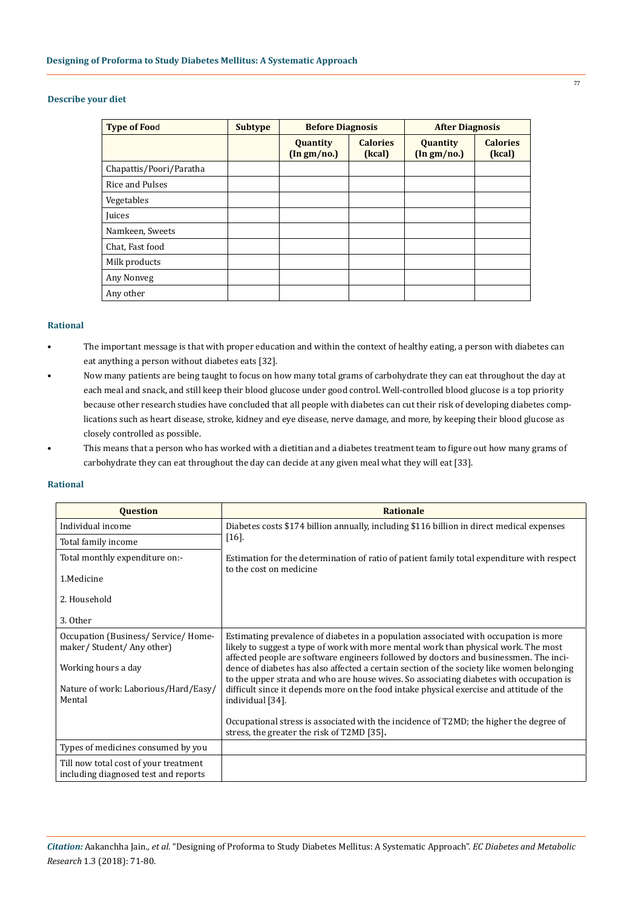### Describe your diet

| Type of Food | Subtype | Before Diagnosis | | After Diagnosis | |
|---|---|---|---|---|---|
| | | Quantity (In gm/no.) | Calories (kcal) | Quantity (In gm/no.) | Calories (kcal) |
| Chapattis/Poori/Paratha | | | | | |
| Rice and Pulses | | | | | |
| Vegetables | | | | | |
| Juices | | | | | |
| Namkeen, Sweets | | | | | |
| Chat, Fast food | | | | | |
| Milk products | | | | | |
| Any Nonveg | | | | | |
| Any other | | | | | |

### Rational

- The important message is that with proper education and within the context of healthy eating, a person with diabetes can eat anything a person without diabetes eats [32].
- Now many patients are being taught to focus on how many total grams of carbohydrate they can eat throughout the day at each meal and snack, and still keep their blood glucose under good control. Well-controlled blood glucose is a top priority because other research studies have concluded that all people with diabetes can cut their risk of developing diabetes complications such as heart disease, stroke, kidney and eye disease, nerve damage, and more, by keeping their blood glucose as closely controlled as possible.
- This means that a person who has worked with a dietitian and a diabetes treatment team to figure out how many grams of carbohydrate they can eat throughout the day can decide at any given meal what they will eat [33].

### Rational

| Question | Rationale |
|---|---|
| Individual income | Diabetes costs $174 billion annually, including $116 billion in direct medical expenses [16]. |
| Total family income | |
| Total monthly expenditure on:-<br>1.Medicine<br>2. Household<br>3. Other | Estimation for the determination of ratio of patient family total expenditure with respect to the cost on medicine |
| Occupation (Business/ Service/ Home-maker/ Student/ Any other)<br>Working hours a day<br>Nature of work: Laborious/Hard/Easy/ Mental | Estimating prevalence of diabetes in a population associated with occupation is more likely to suggest a type of work with more mental work than physical work. The most affected people are software engineers followed by doctors and businessmen. The incidence of diabetes has also affected a certain section of the society like women belonging to the upper strata and who are house wives. So associating diabetes with occupation is difficult since it depends more on the food intake physical exercise and attitude of the individual [34].<br>Occupational stress is associated with the incidence of T2MD; the higher the degree of stress, the greater the risk of T2MD [35]. |
| Types of medicines consumed by you | |
| Till now total cost of your treatment including diagnosed test and reports | |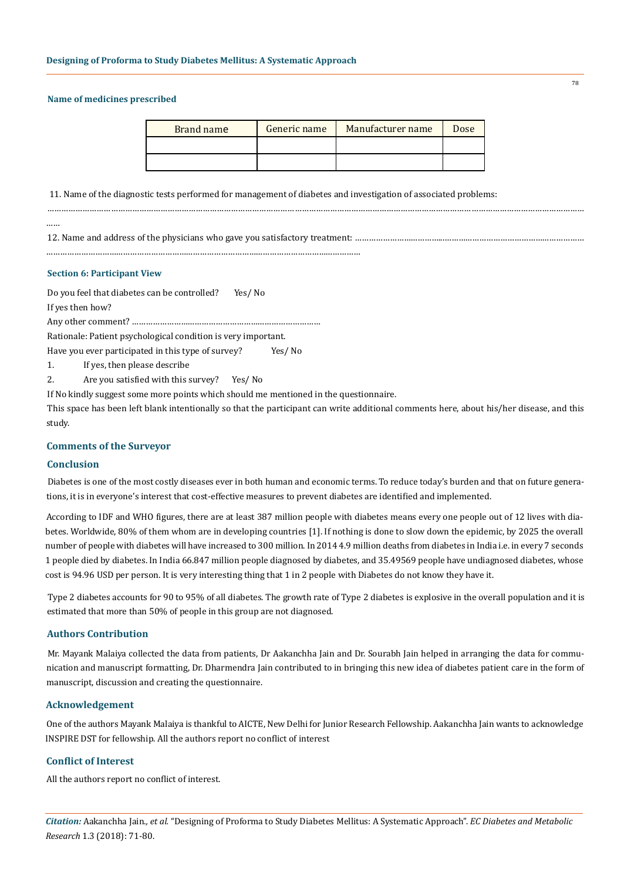**Name of medicines prescribed**

| Brand name | Generic name | Manufacturer name | Dose |
|---|---|---|---|
| | | | |
| | | | |

11. Name of the diagnostic tests performed for management of diabetes and investigation of associated problems: ………………………………………………………………………………………………………………………………………………………………………………………………

……

12. Name and address of the physicians who gave you satisfactory treatment: ……………………………………………………………………………………… ……………………………………………………………………………………………………………………

### Section 6: Participant View

Do you feel that diabetes can be controlled? Yes/ No

If yes then how?

Any other comment? …………………………………………………………………………

Rationale: Patient psychological condition is very important.

Have you ever participated in this type of survey? Yes/ No

1. If yes, then please describe
2. Are you satisfied with this survey? Yes/ No

If No kindly suggest some more points which should me mentioned in the questionnaire.

This space has been left blank intentionally so that the participant can write additional comments here, about his/her disease, and this study.

## Comments of the Surveyor

## Conclusion

Diabetes is one of the most costly diseases ever in both human and economic terms. To reduce today's burden and that on future generations, it is in everyone's interest that cost-effective measures to prevent diabetes are identified and implemented.

According to IDF and WHO figures, there are at least 387 million people with diabetes means every one people out of 12 lives with diabetes. Worldwide, 80% of them whom are in developing countries [1]. If nothing is done to slow down the epidemic, by 2025 the overall number of people with diabetes will have increased to 300 million. In 2014 4.9 million deaths from diabetes in India i.e. in every 7 seconds 1 people died by diabetes. In India 66.847 million people diagnosed by diabetes, and 35.49569 people have undiagnosed diabetes, whose cost is 94.96 USD per person. It is very interesting thing that 1 in 2 people with Diabetes do not know they have it.

Type 2 diabetes accounts for 90 to 95% of all diabetes. The growth rate of Type 2 diabetes is explosive in the overall population and it is estimated that more than 50% of people in this group are not diagnosed.

## Authors Contribution

Mr. Mayank Malaiya collected the data from patients, Dr Aakanchha Jain and Dr. Sourabh Jain helped in arranging the data for communication and manuscript formatting, Dr. Dharmendra Jain contributed to in bringing this new idea of diabetes patient care in the form of manuscript, discussion and creating the questionnaire.

## Acknowledgement

One of the authors Mayank Malaiya is thankful to AICTE, New Delhi for Junior Research Fellowship. Aakanchha Jain wants to acknowledge INSPIRE DST for fellowship. All the authors report no conflict of interest

## Conflict of Interest

All the authors report no conflict of interest.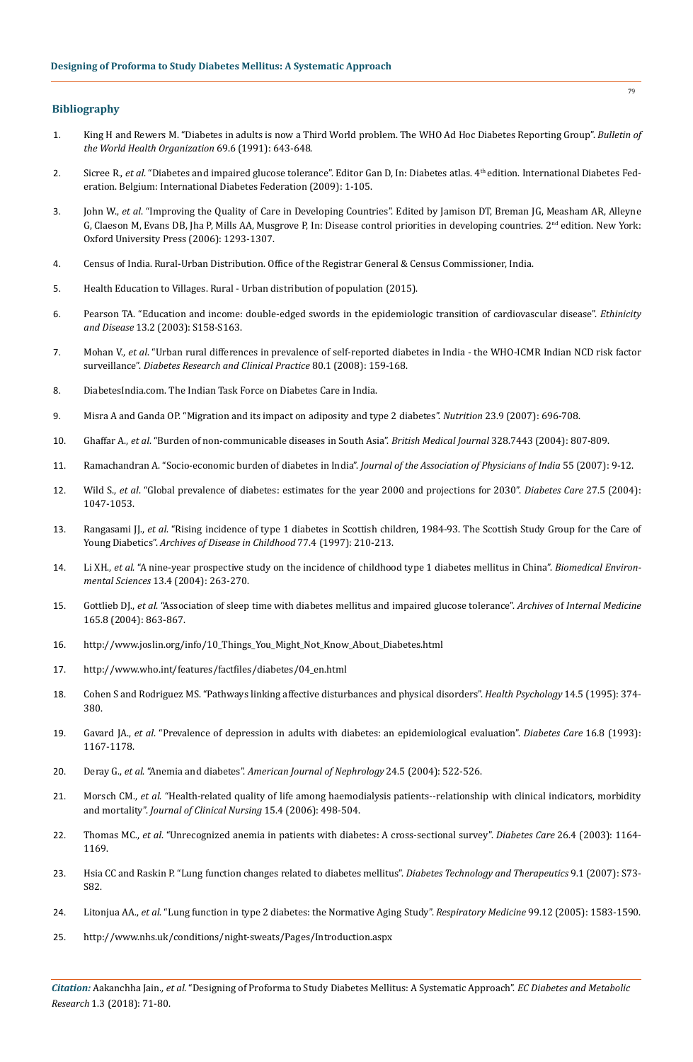## Bibliography

1. King H and Rewers M. "Diabetes in adults is now a Third World problem. The WHO Ad Hoc Diabetes Reporting Group". *Bulletin of the World Health Organization* 69.6 (1991): 643-648.

2. Sicree R., *et al*. "Diabetes and impaired glucose tolerance". Editor Gan D, In: Diabetes atlas. 4th edition. International Diabetes Federation. Belgium: International Diabetes Federation (2009): 1-105.

3. John W., *et al*. "Improving the Quality of Care in Developing Countries". Edited by Jamison DT, Breman JG, Measham AR, Alleyne G, Claeson M, Evans DB, Jha P, Mills AA, Musgrove P, In: Disease control priorities in developing countries. 2nd edition. New York: Oxford University Press (2006): 1293-1307.

4. Census of India. Rural-Urban Distribution. Office of the Registrar General & Census Commissioner, India.

5. Health Education to Villages. Rural - Urban distribution of population (2015).

6. Pearson TA. "Education and income: double-edged swords in the epidemiologic transition of cardiovascular disease". *Ethinicity and Disease* 13.2 (2003): S158-S163.

7. Mohan V., *et al*. "Urban rural differences in prevalence of self-reported diabetes in India - the WHO-ICMR Indian NCD risk factor surveillance". *Diabetes Research and Clinical Practice* 80.1 (2008): 159-168.

8. DiabetesIndia.com. The Indian Task Force on Diabetes Care in India.

9. Misra A and Ganda OP. "Migration and its impact on adiposity and type 2 diabetes". *Nutrition* 23.9 (2007): 696-708.

10. Ghaffar A., *et al*. "Burden of non-communicable diseases in South Asia". *British Medical Journal* 328.7443 (2004): 807-809.

11. Ramachandran A. "Socio-economic burden of diabetes in India". *Journal of the Association of Physicians of India* 55 (2007): 9-12.

12. Wild S., *et al*. "Global prevalence of diabetes: estimates for the year 2000 and projections for 2030". *Diabetes Care* 27.5 (2004): 1047-1053.

13. Rangasami JJ., *et al*. "Rising incidence of type 1 diabetes in Scottish children, 1984-93. The Scottish Study Group for the Care of Young Diabetics". *Archives of Disease in Childhood* 77.4 (1997): 210-213.

14. Li XH., *et al*. "A nine-year prospective study on the incidence of childhood type 1 diabetes mellitus in China". *Biomedical Environmental Sciences* 13.4 (2004): 263-270.

15. Gottlieb DJ., *et al*. "Association of sleep time with diabetes mellitus and impaired glucose tolerance". *Archives* of *Internal Medicine* 165.8 (2004): 863-867.

16. http://www.joslin.org/info/10_Things_You_Might_Not_Know_About_Diabetes.html

17. http://www.who.int/features/factfiles/diabetes/04_en.html

18. Cohen S and Rodriguez MS. "Pathways linking affective disturbances and physical disorders". *Health Psychology* 14.5 (1995): 374-380.

19. Gavard JA., *et al*. "Prevalence of depression in adults with diabetes: an epidemiological evaluation". *Diabetes Care* 16.8 (1993): 1167-1178.

20. Deray G., *et al*. "Anemia and diabetes". *American Journal of Nephrology* 24.5 (2004): 522-526.

21. Morsch CM., *et al*. "Health-related quality of life among haemodialysis patients--relationship with clinical indicators, morbidity and mortality". *Journal of Clinical Nursing* 15.4 (2006): 498-504.

22. Thomas MC., *et al*. "Unrecognized anemia in patients with diabetes: A cross-sectional survey". *Diabetes Care* 26.4 (2003): 1164-1169.

23. Hsia CC and Raskin P. "Lung function changes related to diabetes mellitus". *Diabetes Technology and Therapeutics* 9.1 (2007): S73-S82.

24. Litonjua AA., *et al*. "Lung function in type 2 diabetes: the Normative Aging Study". *Respiratory Medicine* 99.12 (2005): 1583-1590.

25. http://www.nhs.uk/conditions/night-sweats/Pages/Introduction.aspx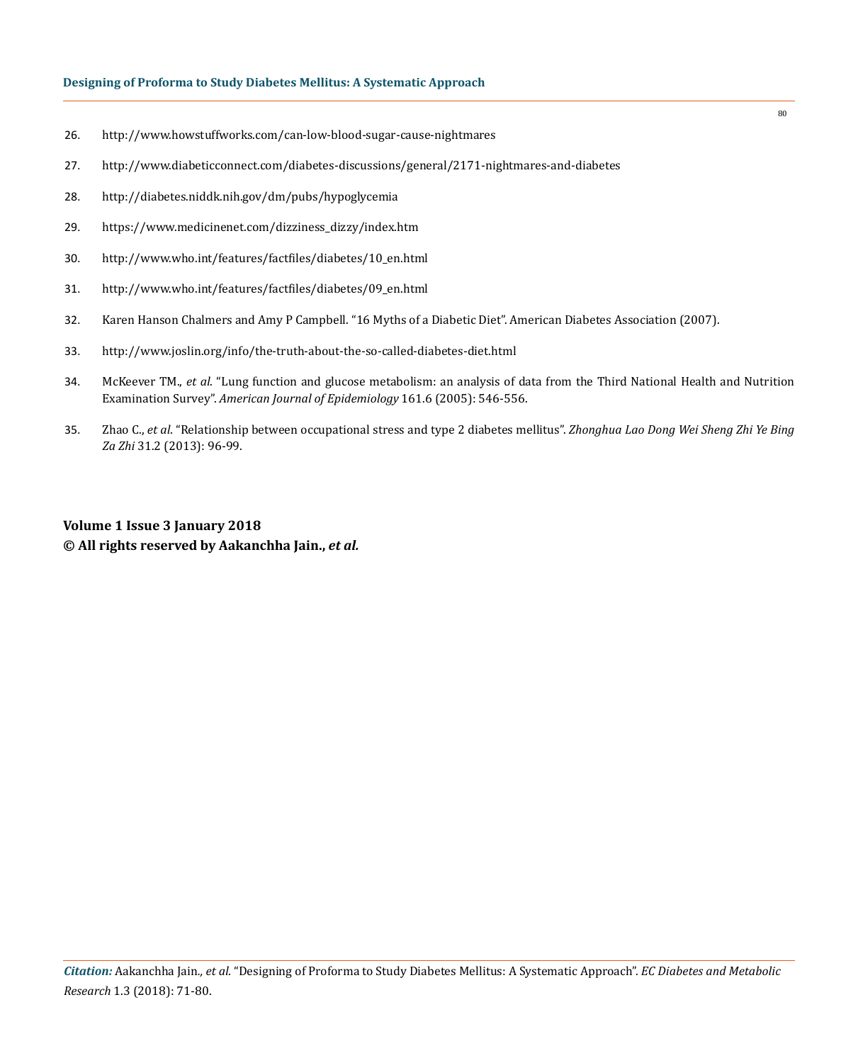26. http://www.howstuffworks.com/can-low-blood-sugar-cause-nightmares

27. http://www.diabeticconnect.com/diabetes-discussions/general/2171-nightmares-and-diabetes

28. http://diabetes.niddk.nih.gov/dm/pubs/hypoglycemia

29. https://www.medicinenet.com/dizziness_dizzy/index.htm

30. http://www.who.int/features/factfiles/diabetes/10_en.html

31. http://www.who.int/features/factfiles/diabetes/09_en.html

32. Karen Hanson Chalmers and Amy P Campbell. "16 Myths of a Diabetic Diet". American Diabetes Association (2007).

33. http://www.joslin.org/info/the-truth-about-the-so-called-diabetes-diet.html

34. McKeever TM., *et al*. "Lung function and glucose metabolism: an analysis of data from the Third National Health and Nutrition Examination Survey". *American Journal of Epidemiology* 161.6 (2005): 546-556.

35. Zhao C., *et al*. "Relationship between occupational stress and type 2 diabetes mellitus". *Zhonghua Lao Dong Wei Sheng Zhi Ye Bing Za Zhi* 31.2 (2013): 96-99.

**Volume 1 Issue 3 January 2018**
**© All rights reserved by Aakanchha Jain., *et al.***